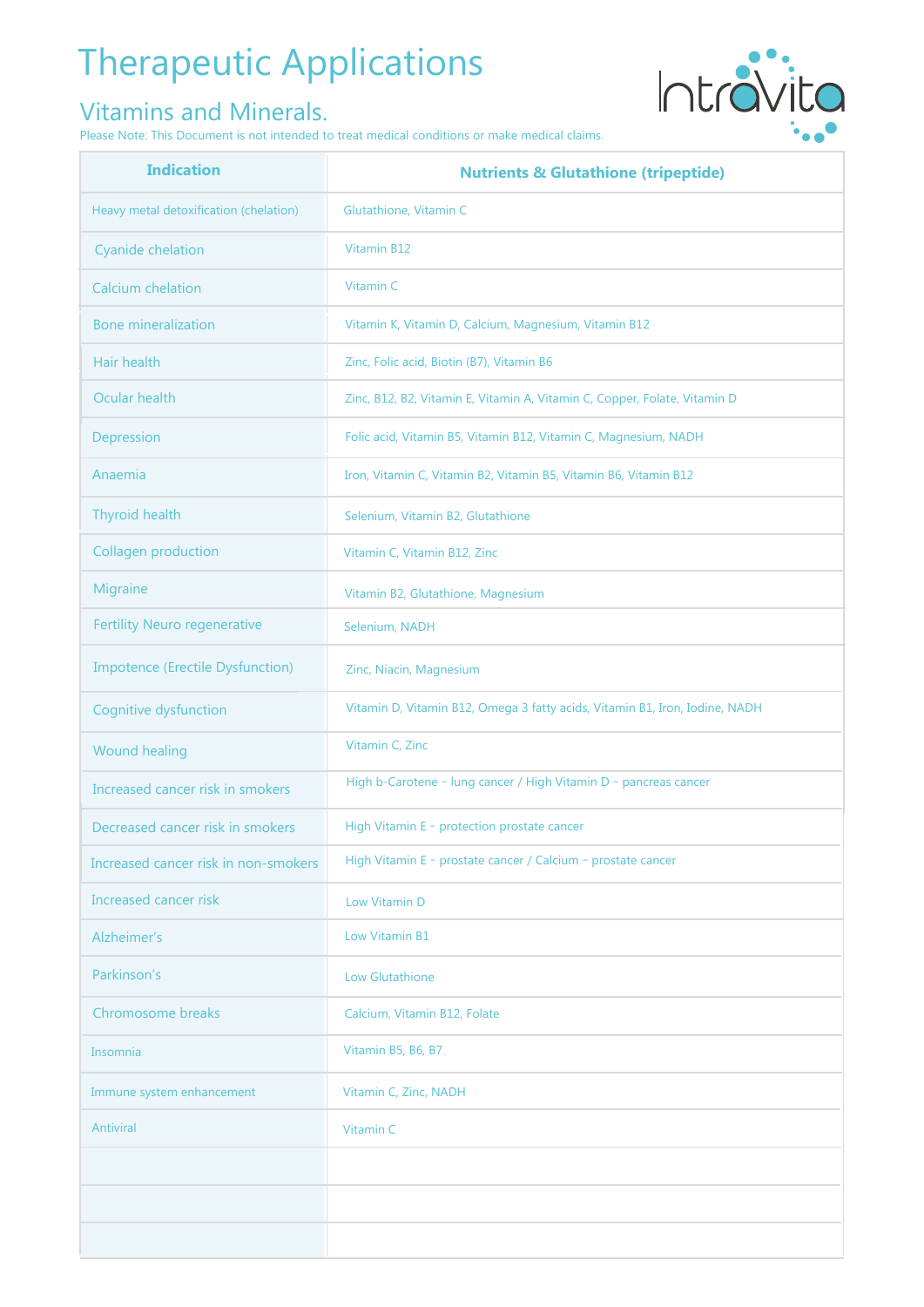# Therapeutic Applications

## Vitamins and Minerals.

Please Note: This Document is not intended to treat medical conditions or make medical claims.

| Indication | Nutrients & Glutathione (tripeptide) |
|---|---|
| Heavy metal detoxification (chelation) | Glutathione, Vitamin C |
| Cyanide chelation | Vitamin B12 |
| Calcium chelation | Vitamin C |
| Bone mineralization | Vitamin K, Vitamin D, Calcium, Magnesium, Vitamin B12 |
| Hair health | Zinc, Folic acid, Biotin (B7), Vitamin B6 |
| Ocular health | Zinc, B12, B2, Vitamin E, Vitamin A, Vitamin C, Copper, Folate, Vitamin D |
| Depression | Folic acid, Vitamin B5, Vitamin B12, Vitamin C, Magnesium, NADH |
| Anaemia | Iron, Vitamin C, Vitamin B2, Vitamin B5, Vitamin B6, Vitamin B12 |
| Thyroid health | Selenium, Vitamin B2, Glutathione |
| Collagen production | Vitamin C, Vitamin B12, Zinc |
| Migraine | Vitamin B2, Glutathione, Magnesium |
| Fertility Neuro regenerative | Selenium, NADH |
| Impotence (Erectile Dysfunction) | Zinc, Niacin, Magnesium |
| Cognitive dysfunction | Vitamin D, Vitamin B12, Omega 3 fatty acids, Vitamin B1, Iron, Iodine, NADH |
| Wound healing | Vitamin C, Zinc |
| Increased cancer risk in smokers | High b-Carotene - lung cancer / High Vitamin D - pancreas cancer |
| Decreased cancer risk in smokers | High Vitamin E - protection prostate cancer |
| Increased cancer risk in non-smokers | High Vitamin E - prostate cancer / Calcium - prostate cancer |
| Increased cancer risk | Low Vitamin D |
| Alzheimer's | Low Vitamin B1 |
| Parkinson's | Low Glutathione |
| Chromosome breaks | Calcium, Vitamin B12, Folate |
| Insomnia | Vitamin B5, B6, B7 |
| Immune system enhancement | Vitamin C, Zinc, NADH |
| Antiviral | Vitamin C |
| | |
| | |
| | |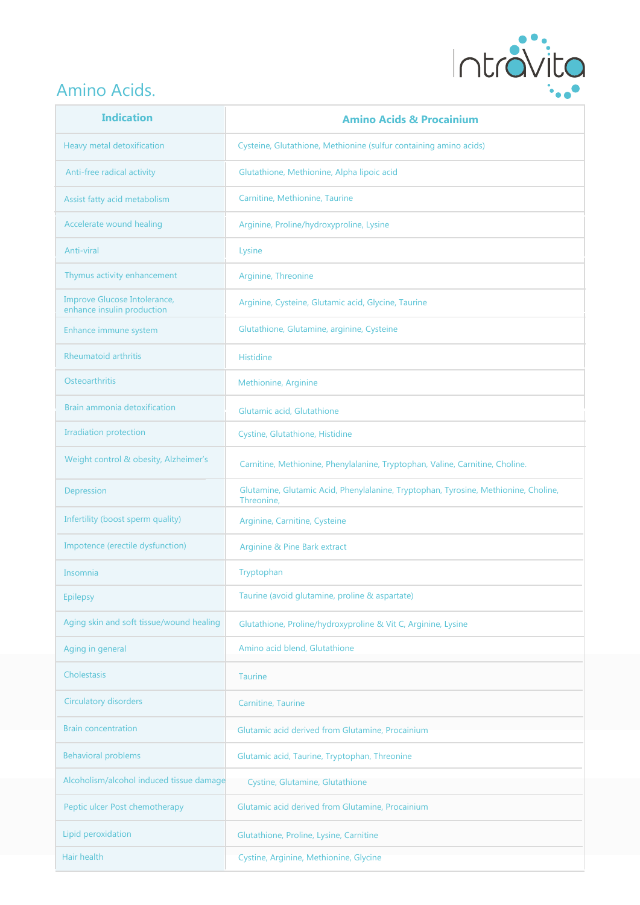# Amino Acids.

| Indication | Amino Acids & Procainium |
|---|---|
| Heavy metal detoxification | Cysteine, Glutathione, Methionine (sulfur containing amino acids) |
| Anti-free radical activity | Glutathione, Methionine, Alpha lipoic acid |
| Assist fatty acid metabolism | Carnitine, Methionine, Taurine |
| Accelerate wound healing | Arginine, Proline/hydroxyproline, Lysine |
| Anti-viral | Lysine |
| Thymus activity enhancement | Arginine, Threonine |
| Improve Glucose Intolerance, enhance insulin production | Arginine, Cysteine, Glutamic acid, Glycine, Taurine |
| Enhance immune system | Glutathione, Glutamine, arginine, Cysteine |
| Rheumatoid arthritis | Histidine |
| Osteoarthritis | Methionine, Arginine |
| Brain ammonia detoxification | Glutamic acid, Glutathione |
| Irradiation protection | Cystine, Glutathione, Histidine |
| Weight control & obesity, Alzheimer's | Carnitine, Methionine, Phenylalanine, Tryptophan, Valine, Carnitine, Choline. |
| Depression | Glutamine, Glutamic Acid, Phenylalanine, Tryptophan, Tyrosine, Methionine, Choline, Threonine, |
| Infertility (boost sperm quality) | Arginine, Carnitine, Cysteine |
| Impotence (erectile dysfunction) | Arginine & Pine Bark extract |
| Insomnia | Tryptophan |
| Epilepsy | Taurine (avoid glutamine, proline & aspartate) |
| Aging skin and soft tissue/wound healing | Glutathione, Proline/hydroxyproline & Vit C, Arginine, Lysine |
| Aging in general | Amino acid blend, Glutathione |
| Cholestasis | Taurine |
| Circulatory disorders | Carnitine, Taurine |
| Brain concentration | Glutamic acid derived from Glutamine, Procainium |
| Behavioral problems | Glutamic acid, Taurine, Tryptophan, Threonine |
| Alcoholism/alcohol induced tissue damage | Cystine, Glutamine, Glutathione |
| Peptic ulcer Post chemotherapy | Glutamic acid derived from Glutamine, Procainium |
| Lipid peroxidation | Glutathione, Proline, Lysine, Carnitine |
| Hair health | Cystine, Arginine, Methionine, Glycine |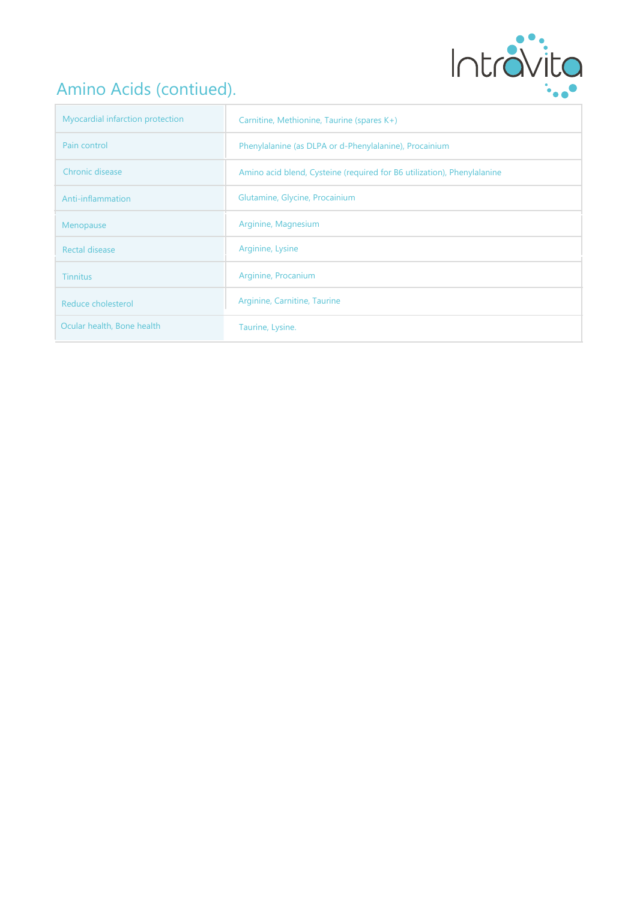## Amino Acids (contiued).

| Myocardial infarction protection | Carnitine, Methionine, Taurine (spares K+) |
|---|---|
| Pain control | Phenylalanine (as DLPA or d-Phenylalanine), Procainium |
| Chronic disease | Amino acid blend, Cysteine (required for B6 utilization), Phenylalanine |
| Anti-inflammation | Glutamine, Glycine, Procainium |
| Menopause | Arginine, Magnesium |
| Rectal disease | Arginine, Lysine |
| Tinnitus | Arginine, Procanium |
| Reduce cholesterol | Arginine, Carnitine, Taurine |
| Ocular health, Bone health | Taurine, Lysine. |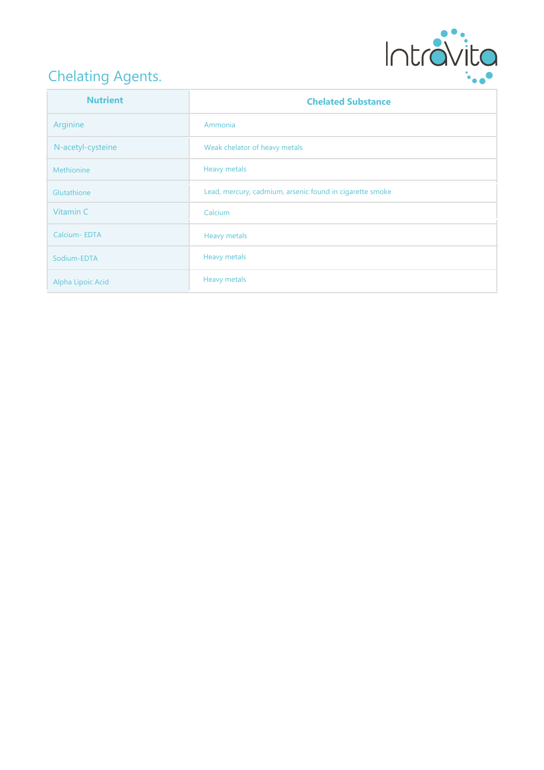## Chelating Agents.

| Nutrient | Chelated Substance |
|---|---|
| Arginine | Ammonia |
| N-acetyl-cysteine | Weak chelator of heavy metals |
| Methionine | Heavy metals |
| Glutathione | Lead, mercury, cadmium, arsenic found in cigarette smoke |
| Vitamin C | Calcium |
| Calcium- EDTA | Heavy metals |
| Sodium-EDTA | Heavy metals |
| Alpha Lipoic Acid | Heavy metals |